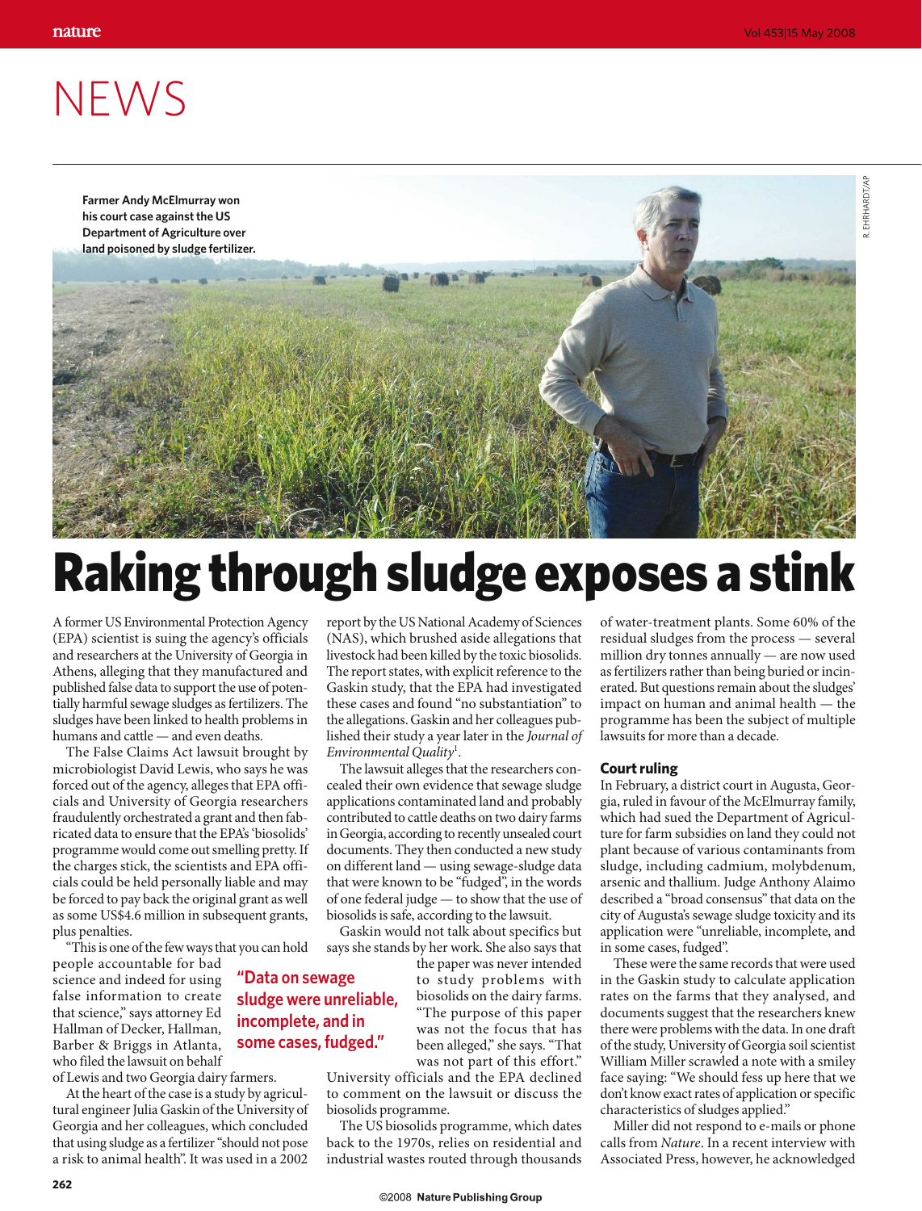# NEWS

Farmer Andy McElmurray won his court case against the US Department of Agriculture over land poisoned by sludge fertilizer.

# Raking through sludge exposes a stink

A former US Environmental Protection Agency (EPA) scientist is suing the agency's officials and researchers at the University of Georgia in Athens, alleging that they manufactured and published false data to support the use of potentially harmful sewage sludges as fertilizers. The sludges have been linked to health problems in humans and cattle — and even deaths.

The False Claims Act lawsuit brought by microbiologist David Lewis, who says he was forced out of the agency, alleges that EPA officials and University of Georgia researchers fraudulently orchestrated a grant and then fabricated data to ensure that the EPA's 'biosolids' programme would come out smelling pretty. If the charges stick, the scientists and EPA officials could be held personally liable and may be forced to pay back the original grant as well as some US$4.6 million in subsequent grants, plus penalties.

"This is one of the few ways that you can hold people accountable for bad science and indeed for using false information to create that science," says attorney Ed Hallman of Decker, Hallman, Barber & Briggs in Atlanta, who filed the lawsuit on behalf of Lewis and two Georgia dairy farmers.

> "Data on sewage sludge were unreliable, incomplete, and in some cases, fudged."

At the heart of the case is a study by agricultural engineer Julia Gaskin of the University of Georgia and her colleagues, which concluded that using sludge as a fertilizer "should not pose a risk to animal health". It was used in a 2002 report by the US National Academy of Sciences (NAS), which brushed aside allegations that livestock had been killed by the toxic biosolids. The report states, with explicit reference to the Gaskin study, that the EPA had investigated these cases and found "no substantiation" to the allegations. Gaskin and her colleagues published their study a year later in the *Journal of Environmental Quality*[1].

The lawsuit alleges that the researchers concealed their own evidence that sewage sludge applications contaminated land and probably contributed to cattle deaths on two dairy farms in Georgia, according to recently unsealed court documents. They then conducted a new study on different land — using sewage-sludge data that were known to be "fudged", in the words of one federal judge — to show that the use of biosolids is safe, according to the lawsuit.

Gaskin would not talk about specifics but says she stands by her work. She also says that the paper was never intended to study problems with biosolids on the dairy farms. "The purpose of this paper was not the focus that has been alleged," she says. "That was not part of this effort." University officials and the EPA declined to comment on the lawsuit or discuss the biosolids programme.

The US biosolids programme, which dates back to the 1970s, relies on residential and industrial wastes routed through thousands of water-treatment plants. Some 60% of the residual sludges from the process — several million dry tonnes annually — are now used as fertilizers rather than being buried or incinerated. But questions remain about the sludges' impact on human and animal health — the programme has been the subject of multiple lawsuits for more than a decade.

## Court ruling

In February, a district court in Augusta, Georgia, ruled in favour of the McElmurray family, which had sued the Department of Agriculture for farm subsidies on land they could not plant because of various contaminants from sludge, including cadmium, molybdenum, arsenic and thallium. Judge Anthony Alaimo described a "broad consensus" that data on the city of Augusta's sewage sludge toxicity and its application were "unreliable, incomplete, and in some cases, fudged".

These were the same records that were used in the Gaskin study to calculate application rates on the farms that they analysed, and documents suggest that the researchers knew there were problems with the data. In one draft of the study, University of Georgia soil scientist William Miller scrawled a note with a smiley face saying: "We should fess up here that we don't know exact rates of application or specific characteristics of sludges applied."

Miller did not respond to e-mails or phone calls from *Nature*. In a recent interview with Associated Press, however, he acknowledged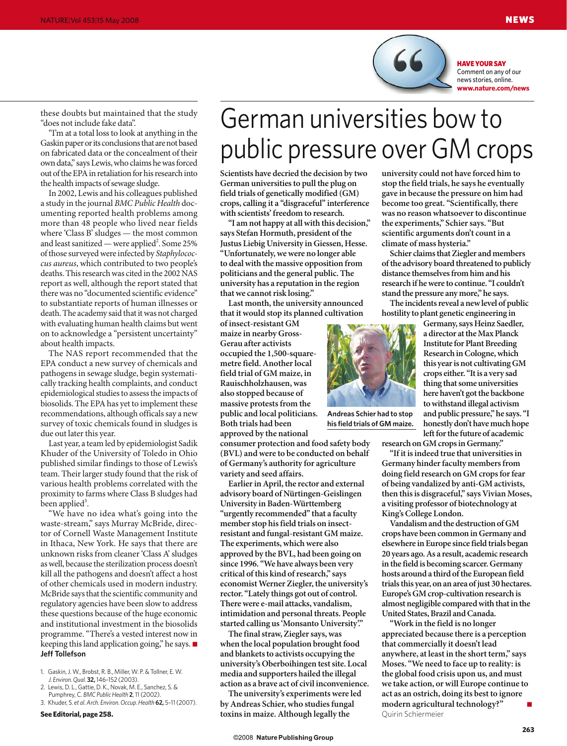these doubts but maintained that the study "does not include fake data".

"I'm at a total loss to look at anything in the Gaskin paper or its conclusions that are not based on fabricated data or the concealment of their own data," says Lewis, who claims he was forced out of the EPA in retaliation for his research into the health impacts of sewage sludge.

In 2002, Lewis and his colleagues published a study in the journal *BMC Public Health* documenting reported health problems among more than 48 people who lived near fields where 'Class B' sludges — the most common and least sanitized — were applied[2]. Some 25% of those surveyed were infected by *Staphylococcus aureus*, which contributed to two people's deaths. This research was cited in the 2002 NAS report as well, although the report stated that there was no "documented scientific evidence" to substantiate reports of human illnesses or death. The academy said that it was not charged with evaluating human health claims but went on to acknowledge a "persistent uncertainty" about health impacts.

The NAS report recommended that the EPA conduct a new survey of chemicals and pathogens in sewage sludge, begin systematically tracking health complaints, and conduct epidemiological studies to assess the impacts of biosolids. The EPA has yet to implement these recommendations, although officals say a new survey of toxic chemicals found in sludges is due out later this year.

Last year, a team led by epidemiologist Sadik Khuder of the University of Toledo in Ohio published similar findings to those of Lewis's team. Their larger study found that the risk of various health problems correlated with the proximity to farms where Class B sludges had been applied[3].

"We have no idea what's going into the waste-stream," says Murray McBride, director of Cornell Waste Management Institute in Ithaca, New York. He says that there are unknown risks from cleaner 'Class A' sludges as well, because the sterilization process doesn't kill all the pathogens and doesn't affect a host of other chemicals used in modern industry. McBride says that the scientific community and regulatory agencies have been slow to address these questions because of the huge economic and institutional investment in the biosolids programme. "There's a vested interest now in keeping this land application going," he says. ■

**Jeff Tollefson**

1. Gaskin, J. W., Brobst, R. B., Miller, W. P. & Tollner, E. W. *J. Environ. Qual.* **32,** 146–152 (2003).
2. Lewis, D. L., Gattie, D. K., Novak, M. E., Sanchez, S. & Pumphrey, C. *BMC Public Health* **2**, 11 (2002).
3. Khuder, S. *et al. Arch. Environ. Occup. Health* **62,** 5–11 (2007).

**See Editorial, page 258.**

**HAVE YOUR SAY**
Comment on any of our news stories, online.
**www.nature.com/news**

# German universities bow to public pressure over GM crops

**Scientists have decried the decision by two German universities to pull the plug on field trials of genetically modified (GM) crops, calling it a "disgraceful" interference with scientists' freedom to research.**

"I am not happy at all with this decision," says Stefan Hormuth, president of the Justus Liebig University in Giessen, Hesse. "Unfortunately, we were no longer able to deal with the massive opposition from politicians and the general public. The university has a reputation in the region that we cannot risk losing."

Last month, the university announced that it would stop its planned cultivation of insect-resistant GM maize in nearby Gross-Gerau after activists occupied the 1,500-square-metre field. Another local field trial of GM maize, in Rauischholzhausen, was also stopped because of massive protests from the public and local politicians. Both trials had been approved by the national consumer protection and food safety body (BVL) and were to be conducted on behalf of Germany's authority for agriculture variety and seed affairs.

Earlier in April, the rector and external advisory board of Nürtingen-Geislingen University in Baden-Württemberg "urgently recommended" that a faculty member stop his field trials on insect-resistant and fungal-resistant GM maize. The experiments, which were also approved by the BVL, had been going on since 1996. "We have always been very critical of this kind of research," says economist Werner Ziegler, the university's rector. "Lately things got out of control. There were e-mail attacks, vandalism, intimidation and personal threats. People started calling us 'Monsanto University'."

The final straw, Ziegler says, was when the local population brought food and blankets to activists occupying the university's Oberboihingen test site. Local media and supporters hailed the illegal action as a brave act of civil inconvenience.

The university's experiments were led by Andreas Schier, who studies fungal toxins in maize. Although legally the university could not have forced him to stop the field trials, he says he eventually gave in because the pressure on him had become too great. "Scientifically, there was no reason whatsoever to discontinue the experiments," Schier says. "But scientific arguments don't count in a climate of mass hysteria."

Schier claims that Ziegler and members of the advisory board threatened to publicly distance themselves from him and his research if he were to continue. "I couldn't stand the pressure any more," he says.

Andreas Schier had to stop his field trials of GM maize.

The incidents reveal a new level of public hostility to plant genetic engineering in Germany, says Heinz Saedler, a director at the Max Planck Institute for Plant Breeding Research in Cologne, which this year is not cultivating GM crops either. "It is a very sad thing that some universities here haven't got the backbone to withstand illegal activism and public pressure," he says. "I honestly don't have much hope left for the future of academic research on GM crops in Germany."

"If it is indeed true that universities in Germany hinder faculty members from doing field research on GM crops for fear of being vandalized by anti-GM activists, then this is disgraceful," says Vivian Moses, a visiting professor of biotechnology at King's College London.

Vandalism and the destruction of GM crops have been common in Germany and elsewhere in Europe since field trials began 20 years ago. As a result, academic research in the field is becoming scarcer. Germany hosts around a third of the European field trials this year, on an area of just 30 hectares. Europe's GM crop-cultivation research is almost negligible compared with that in the United States, Brazil and Canada.

"Work in the field is no longer appreciated because there is a perception that commercially it doesn't lead anywhere, at least in the short term," says Moses. "We need to face up to reality: is the global food crisis upon us, and must we take action, or will Europe continue to act as an ostrich, doing its best to ignore modern agricultural technology?" ■

Quirin Schiermeier